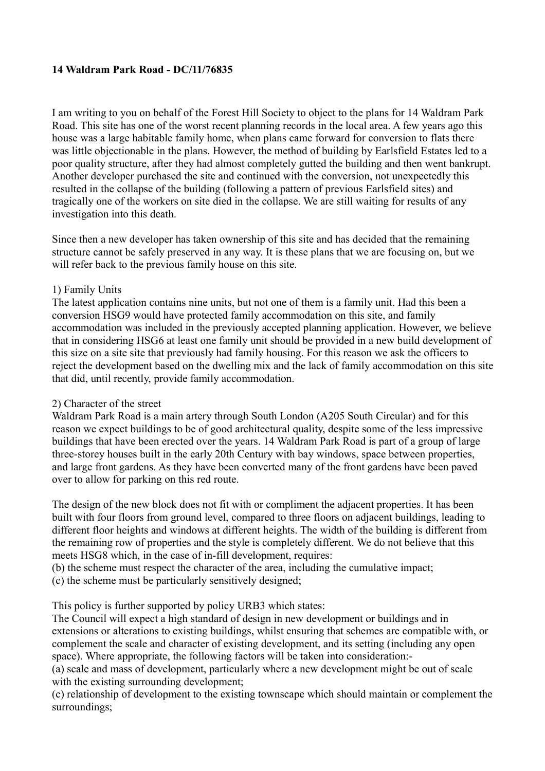**14 Waldram Park Road - DC/11/76835**

I am writing to you on behalf of the Forest Hill Society to object to the plans for 14 Waldram Park Road. This site has one of the worst recent planning records in the local area. A few years ago this house was a large habitable family home, when plans came forward for conversion to flats there was little objectionable in the plans. However, the method of building by Earlsfield Estates led to a poor quality structure, after they had almost completely gutted the building and then went bankrupt. Another developer purchased the site and continued with the conversion, not unexpectedly this resulted in the collapse of the building (following a pattern of previous Earlsfield sites) and tragically one of the workers on site died in the collapse. We are still waiting for results of any investigation into this death.

Since then a new developer has taken ownership of this site and has decided that the remaining structure cannot be safely preserved in any way. It is these plans that we are focusing on, but we will refer back to the previous family house on this site.

1) Family Units

The latest application contains nine units, but not one of them is a family unit. Had this been a conversion HSG9 would have protected family accommodation on this site, and family accommodation was included in the previously accepted planning application. However, we believe that in considering HSG6 at least one family unit should be provided in a new build development of this size on a site site that previously had family housing. For this reason we ask the officers to reject the development based on the dwelling mix and the lack of family accommodation on this site that did, until recently, provide family accommodation.

2) Character of the street

Waldram Park Road is a main artery through South London (A205 South Circular) and for this reason we expect buildings to be of good architectural quality, despite some of the less impressive buildings that have been erected over the years. 14 Waldram Park Road is part of a group of large three-storey houses built in the early 20th Century with bay windows, space between properties, and large front gardens. As they have been converted many of the front gardens have been paved over to allow for parking on this red route.

The design of the new block does not fit with or compliment the adjacent properties. It has been built with four floors from ground level, compared to three floors on adjacent buildings, leading to different floor heights and windows at different heights. The width of the building is different from the remaining row of properties and the style is completely different. We do not believe that this meets HSG8 which, in the case of in-fill development, requires:

(b) the scheme must respect the character of the area, including the cumulative impact;
(c) the scheme must be particularly sensitively designed;

This policy is further supported by policy URB3 which states:

The Council will expect a high standard of design in new development or buildings and in extensions or alterations to existing buildings, whilst ensuring that schemes are compatible with, or complement the scale and character of existing development, and its setting (including any open space). Where appropriate, the following factors will be taken into consideration:-

(a) scale and mass of development, particularly where a new development might be out of scale with the existing surrounding development;
(c) relationship of development to the existing townscape which should maintain or complement the surroundings;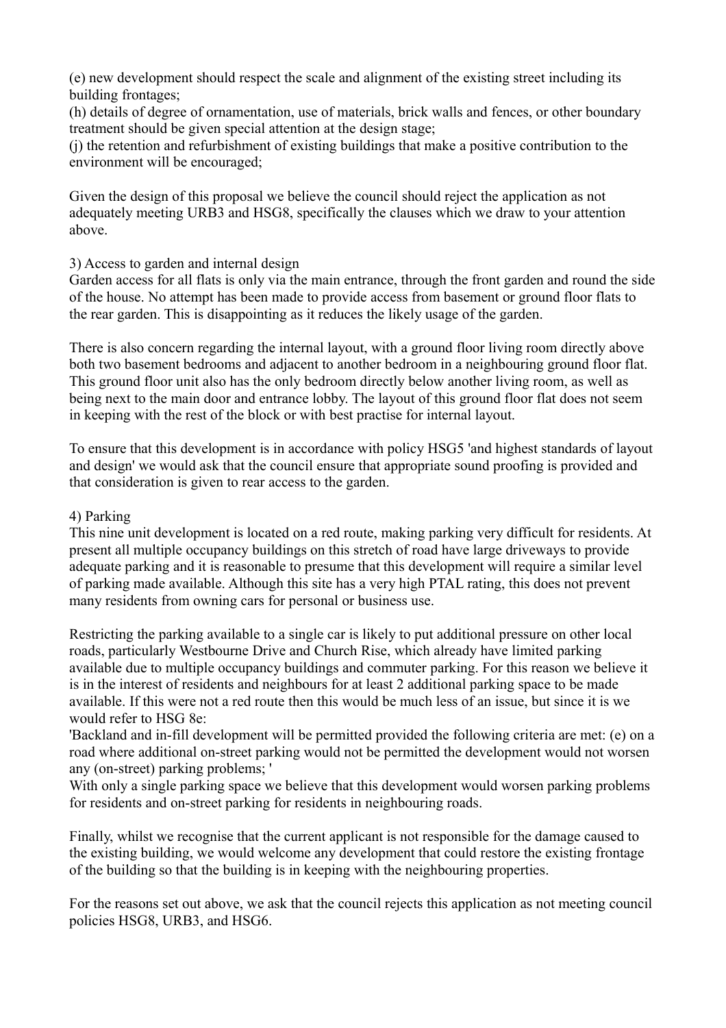(e) new development should respect the scale and alignment of the existing street including its building frontages;

(h) details of degree of ornamentation, use of materials, brick walls and fences, or other boundary treatment should be given special attention at the design stage;

(j) the retention and refurbishment of existing buildings that make a positive contribution to the environment will be encouraged;

Given the design of this proposal we believe the council should reject the application as not adequately meeting URB3 and HSG8, specifically the clauses which we draw to your attention above.

3) Access to garden and internal design

Garden access for all flats is only via the main entrance, through the front garden and round the side of the house. No attempt has been made to provide access from basement or ground floor flats to the rear garden. This is disappointing as it reduces the likely usage of the garden.

There is also concern regarding the internal layout, with a ground floor living room directly above both two basement bedrooms and adjacent to another bedroom in a neighbouring ground floor flat. This ground floor unit also has the only bedroom directly below another living room, as well as being next to the main door and entrance lobby. The layout of this ground floor flat does not seem in keeping with the rest of the block or with best practise for internal layout.

To ensure that this development is in accordance with policy HSG5 'and highest standards of layout and design' we would ask that the council ensure that appropriate sound proofing is provided and that consideration is given to rear access to the garden.

4) Parking

This nine unit development is located on a red route, making parking very difficult for residents. At present all multiple occupancy buildings on this stretch of road have large driveways to provide adequate parking and it is reasonable to presume that this development will require a similar level of parking made available. Although this site has a very high PTAL rating, this does not prevent many residents from owning cars for personal or business use.

Restricting the parking available to a single car is likely to put additional pressure on other local roads, particularly Westbourne Drive and Church Rise, which already have limited parking available due to multiple occupancy buildings and commuter parking. For this reason we believe it is in the interest of residents and neighbours for at least 2 additional parking space to be made available. If this were not a red route then this would be much less of an issue, but since it is we would refer to HSG 8e:

'Backland and in-fill development will be permitted provided the following criteria are met: (e) on a road where additional on-street parking would not be permitted the development would not worsen any (on-street) parking problems; '

With only a single parking space we believe that this development would worsen parking problems for residents and on-street parking for residents in neighbouring roads.

Finally, whilst we recognise that the current applicant is not responsible for the damage caused to the existing building, we would welcome any development that could restore the existing frontage of the building so that the building is in keeping with the neighbouring properties.

For the reasons set out above, we ask that the council rejects this application as not meeting council policies HSG8, URB3, and HSG6.